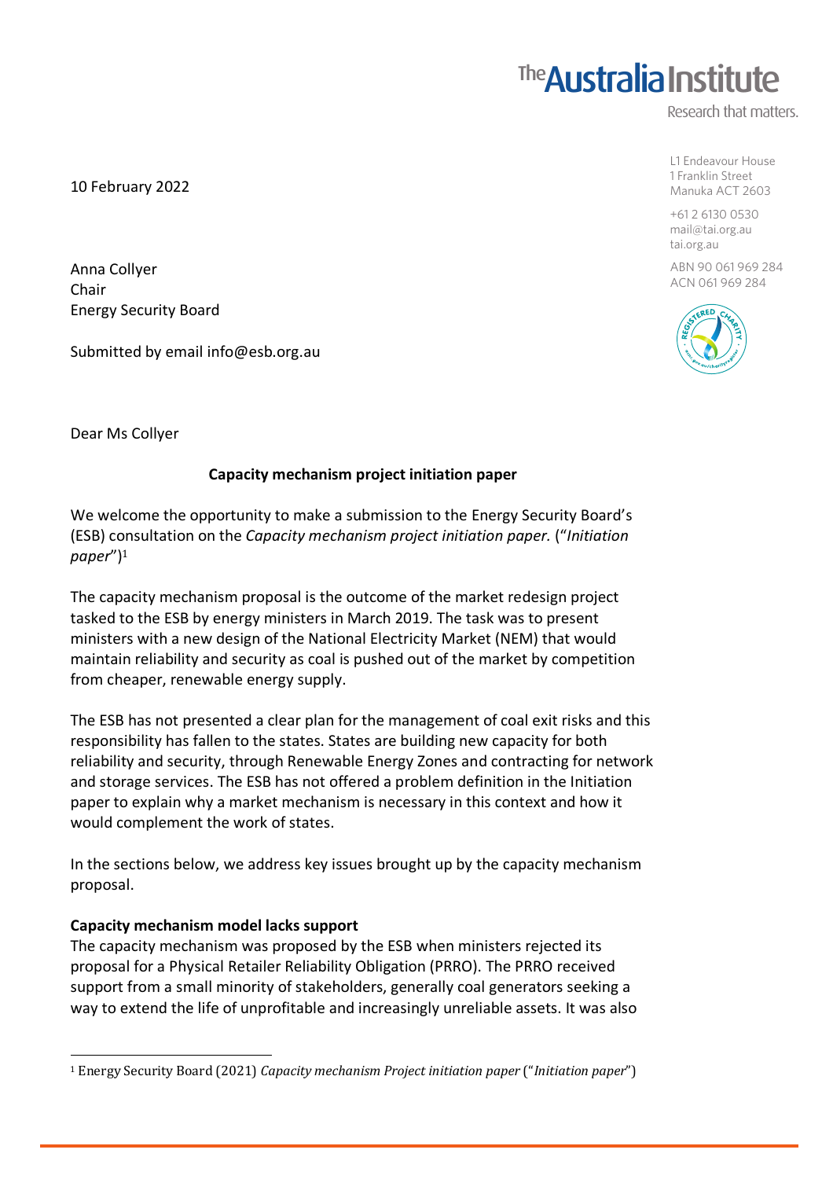The Australia Institute
Research that matters.

L1 Endeavour House
1 Franklin Street
Manuka ACT 2603

+61 2 6130 0530
mail@tai.org.au
tai.org.au

ABN 90 061 969 284
ACN 061 969 284

10 February 2022

Anna Collyer
Chair
Energy Security Board

Submitted by email info@esb.org.au

Dear Ms Collyer

**Capacity mechanism project initiation paper**

We welcome the opportunity to make a submission to the Energy Security Board's (ESB) consultation on the *Capacity mechanism project initiation paper.* ("*Initiation paper*")[1]

The capacity mechanism proposal is the outcome of the market redesign project tasked to the ESB by energy ministers in March 2019. The task was to present ministers with a new design of the National Electricity Market (NEM) that would maintain reliability and security as coal is pushed out of the market by competition from cheaper, renewable energy supply.

The ESB has not presented a clear plan for the management of coal exit risks and this responsibility has fallen to the states. States are building new capacity for both reliability and security, through Renewable Energy Zones and contracting for network and storage services. The ESB has not offered a problem definition in the Initiation paper to explain why a market mechanism is necessary in this context and how it would complement the work of states.

In the sections below, we address key issues brought up by the capacity mechanism proposal.

**Capacity mechanism model lacks support**

The capacity mechanism was proposed by the ESB when ministers rejected its proposal for a Physical Retailer Reliability Obligation (PRRO). The PRRO received support from a small minority of stakeholders, generally coal generators seeking a way to extend the life of unprofitable and increasingly unreliable assets. It was also

[1] Energy Security Board (2021) *Capacity mechanism Project initiation paper* ("*Initiation paper*")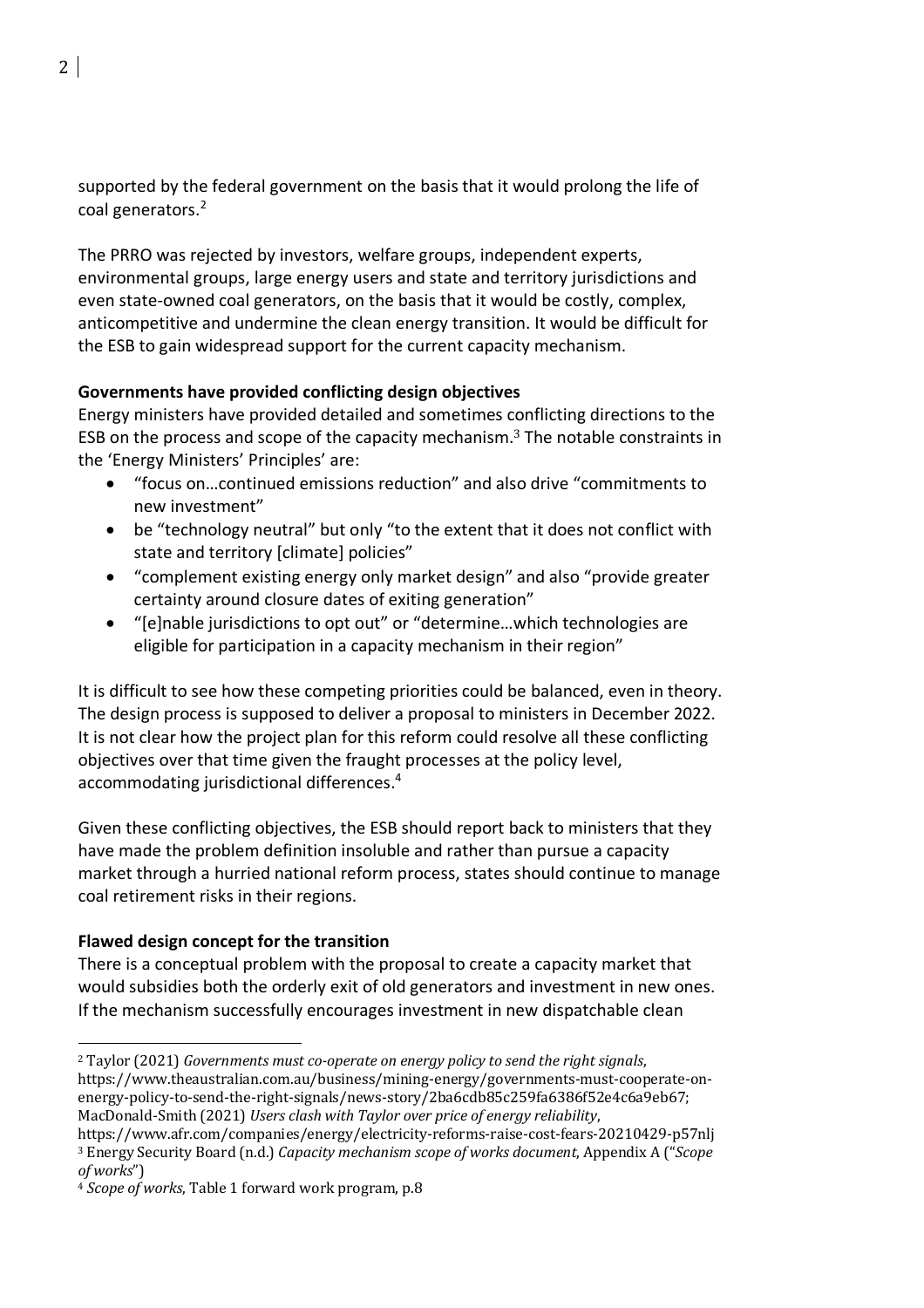supported by the federal government on the basis that it would prolong the life of coal generators.[2]

The PRRO was rejected by investors, welfare groups, independent experts, environmental groups, large energy users and state and territory jurisdictions and even state-owned coal generators, on the basis that it would be costly, complex, anticompetitive and undermine the clean energy transition. It would be difficult for the ESB to gain widespread support for the current capacity mechanism.

**Governments have provided conflicting design objectives**

Energy ministers have provided detailed and sometimes conflicting directions to the ESB on the process and scope of the capacity mechanism.[3] The notable constraints in the 'Energy Ministers' Principles' are:

- "focus on…continued emissions reduction" and also drive "commitments to new investment"
- be "technology neutral" but only "to the extent that it does not conflict with state and territory [climate] policies"
- "complement existing energy only market design" and also "provide greater certainty around closure dates of exiting generation"
- "[e]nable jurisdictions to opt out" or "determine…which technologies are eligible for participation in a capacity mechanism in their region"

It is difficult to see how these competing priorities could be balanced, even in theory. The design process is supposed to deliver a proposal to ministers in December 2022. It is not clear how the project plan for this reform could resolve all these conflicting objectives over that time given the fraught processes at the policy level, accommodating jurisdictional differences.[4]

Given these conflicting objectives, the ESB should report back to ministers that they have made the problem definition insoluble and rather than pursue a capacity market through a hurried national reform process, states should continue to manage coal retirement risks in their regions.

**Flawed design concept for the transition**

There is a conceptual problem with the proposal to create a capacity market that would subsidies both the orderly exit of old generators and investment in new ones. If the mechanism successfully encourages investment in new dispatchable clean

---

[2] Taylor (2021) *Governments must co-operate on energy policy to send the right signals*, https://www.theaustralian.com.au/business/mining-energy/governments-must-cooperate-on-energy-policy-to-send-the-right-signals/news-story/2ba6cdb85c259fa6386f52e4c6a9eb67; MacDonald-Smith (2021) *Users clash with Taylor over price of energy reliability*, https://www.afr.com/companies/energy/electricity-reforms-raise-cost-fears-20210429-p57nlj

[3] Energy Security Board (n.d.) *Capacity mechanism scope of works document*, Appendix A ("*Scope of works*")

[4] *Scope of works*, Table 1 forward work program, p.8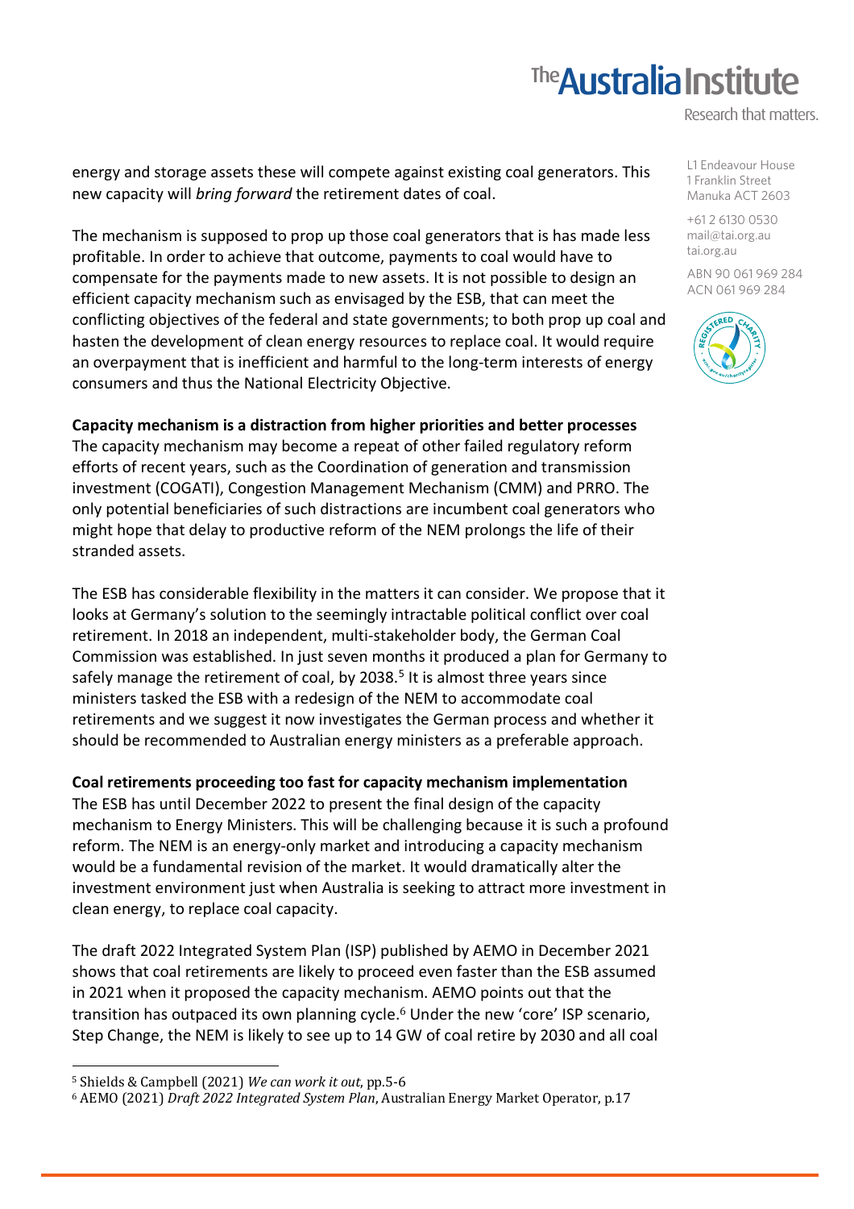energy and storage assets these will compete against existing coal generators. This new capacity will *bring forward* the retirement dates of coal.

The mechanism is supposed to prop up those coal generators that is has made less profitable. In order to achieve that outcome, payments to coal would have to compensate for the payments made to new assets. It is not possible to design an efficient capacity mechanism such as envisaged by the ESB, that can meet the conflicting objectives of the federal and state governments; to both prop up coal and hasten the development of clean energy resources to replace coal. It would require an overpayment that is inefficient and harmful to the long-term interests of energy consumers and thus the National Electricity Objective.

**Capacity mechanism is a distraction from higher priorities and better processes**

The capacity mechanism may become a repeat of other failed regulatory reform efforts of recent years, such as the Coordination of generation and transmission investment (COGATI), Congestion Management Mechanism (CMM) and PRRO. The only potential beneficiaries of such distractions are incumbent coal generators who might hope that delay to productive reform of the NEM prolongs the life of their stranded assets.

The ESB has considerable flexibility in the matters it can consider. We propose that it looks at Germany's solution to the seemingly intractable political conflict over coal retirement. In 2018 an independent, multi-stakeholder body, the German Coal Commission was established. In just seven months it produced a plan for Germany to safely manage the retirement of coal, by 2038.[5] It is almost three years since ministers tasked the ESB with a redesign of the NEM to accommodate coal retirements and we suggest it now investigates the German process and whether it should be recommended to Australian energy ministers as a preferable approach.

**Coal retirements proceeding too fast for capacity mechanism implementation**

The ESB has until December 2022 to present the final design of the capacity mechanism to Energy Ministers. This will be challenging because it is such a profound reform. The NEM is an energy-only market and introducing a capacity mechanism would be a fundamental revision of the market. It would dramatically alter the investment environment just when Australia is seeking to attract more investment in clean energy, to replace coal capacity.

The draft 2022 Integrated System Plan (ISP) published by AEMO in December 2021 shows that coal retirements are likely to proceed even faster than the ESB assumed in 2021 when it proposed the capacity mechanism. AEMO points out that the transition has outpaced its own planning cycle.[6] Under the new 'core' ISP scenario, Step Change, the NEM is likely to see up to 14 GW of coal retire by 2030 and all coal

---

[5] Shields & Campbell (2021) *We can work it out*, pp.5-6

[6] AEMO (2021) *Draft 2022 Integrated System Plan*, Australian Energy Market Operator, p.17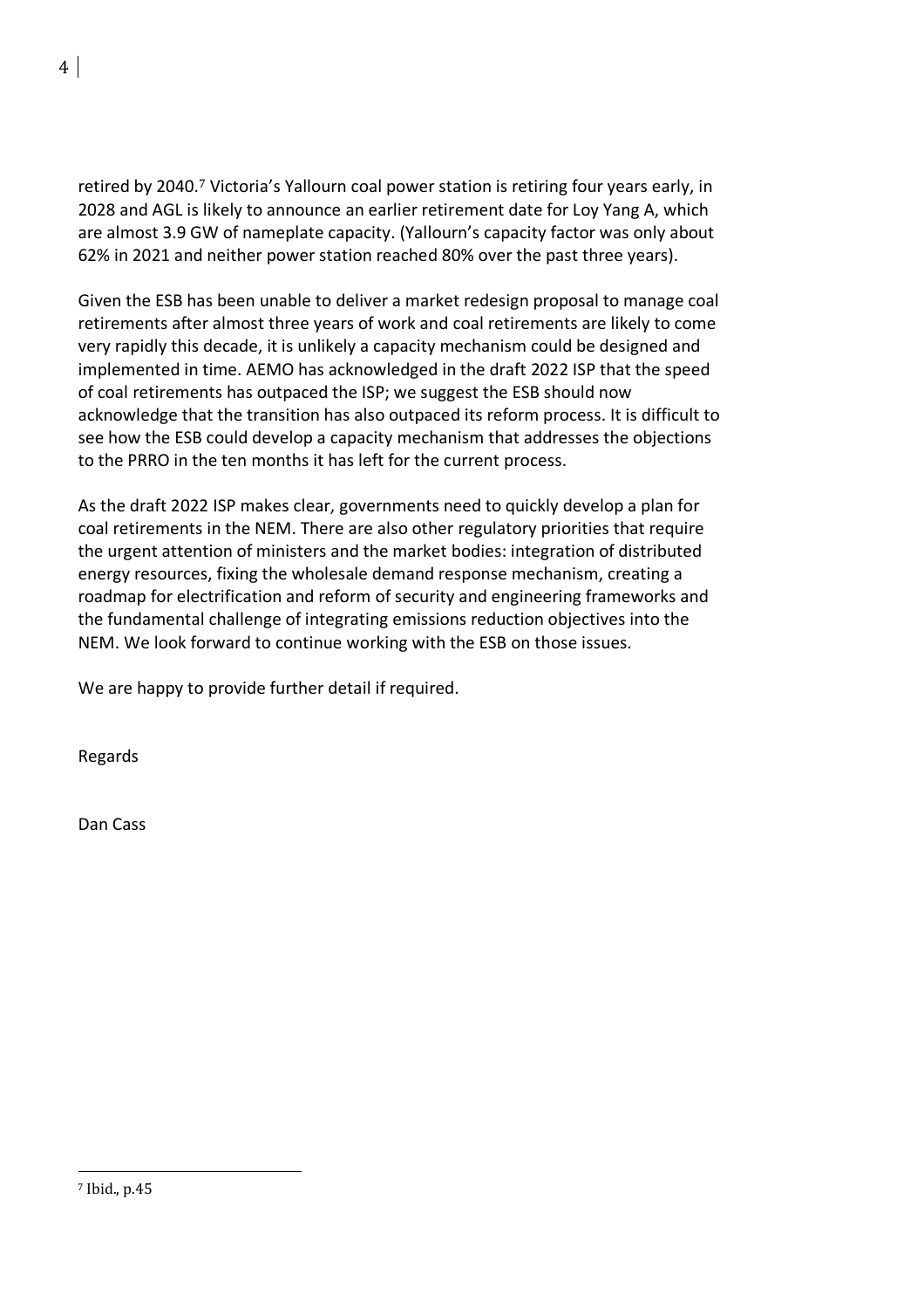retired by 2040.[7] Victoria's Yallourn coal power station is retiring four years early, in 2028 and AGL is likely to announce an earlier retirement date for Loy Yang A, which are almost 3.9 GW of nameplate capacity. (Yallourn's capacity factor was only about 62% in 2021 and neither power station reached 80% over the past three years).

Given the ESB has been unable to deliver a market redesign proposal to manage coal retirements after almost three years of work and coal retirements are likely to come very rapidly this decade, it is unlikely a capacity mechanism could be designed and implemented in time. AEMO has acknowledged in the draft 2022 ISP that the speed of coal retirements has outpaced the ISP; we suggest the ESB should now acknowledge that the transition has also outpaced its reform process. It is difficult to see how the ESB could develop a capacity mechanism that addresses the objections to the PRRO in the ten months it has left for the current process.

As the draft 2022 ISP makes clear, governments need to quickly develop a plan for coal retirements in the NEM. There are also other regulatory priorities that require the urgent attention of ministers and the market bodies: integration of distributed energy resources, fixing the wholesale demand response mechanism, creating a roadmap for electrification and reform of security and engineering frameworks and the fundamental challenge of integrating emissions reduction objectives into the NEM. We look forward to continue working with the ESB on those issues.

We are happy to provide further detail if required.

Regards

Dan Cass

[7] Ibid., p.45